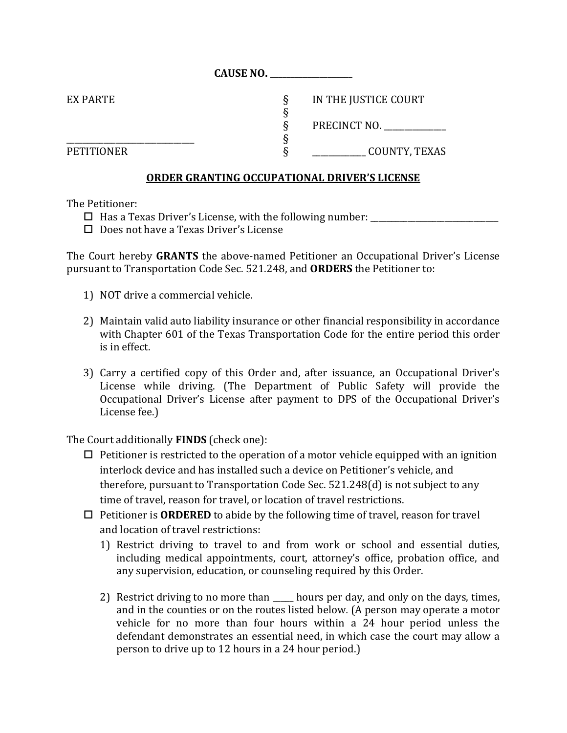**CAUSE NO. ___________________**

| | | |
|---|---|---|
| EX PARTE | § | IN THE JUSTICE COURT |
| | § | |
| | § | PRECINCT NO. ______________ |
| _____________________________ | § | |
| PETITIONER | § | ____________ COUNTY, TEXAS |

## ORDER GRANTING OCCUPATIONAL DRIVER'S LICENSE

The Petitioner:

- ☐ Has a Texas Driver's License, with the following number: ______________________________
- ☐ Does not have a Texas Driver's License

The Court hereby **GRANTS** the above-named Petitioner an Occupational Driver's License pursuant to Transportation Code Sec. 521.248, and **ORDERS** the Petitioner to:

1) NOT drive a commercial vehicle.

2) Maintain valid auto liability insurance or other financial responsibility in accordance with Chapter 601 of the Texas Transportation Code for the entire period this order is in effect.

3) Carry a certified copy of this Order and, after issuance, an Occupational Driver's License while driving. (The Department of Public Safety will provide the Occupational Driver's License after payment to DPS of the Occupational Driver's License fee.)

The Court additionally **FINDS** (check one):

- ☐ Petitioner is restricted to the operation of a motor vehicle equipped with an ignition interlock device and has installed such a device on Petitioner's vehicle, and therefore, pursuant to Transportation Code Sec. 521.248(d) is not subject to any time of travel, reason for travel, or location of travel restrictions.
- ☐ Petitioner is **ORDERED** to abide by the following time of travel, reason for travel and location of travel restrictions:
  1) Restrict driving to travel to and from work or school and essential duties, including medical appointments, court, attorney's office, probation office, and any supervision, education, or counseling required by this Order.

  2) Restrict driving to no more than _____ hours per day, and only on the days, times, and in the counties or on the routes listed below. *(A person may operate a motor vehicle for no more than four hours within a 24 hour period unless the defendant demonstrates an essential need, in which case the court may allow a person to drive up to 12 hours in a 24 hour period.)*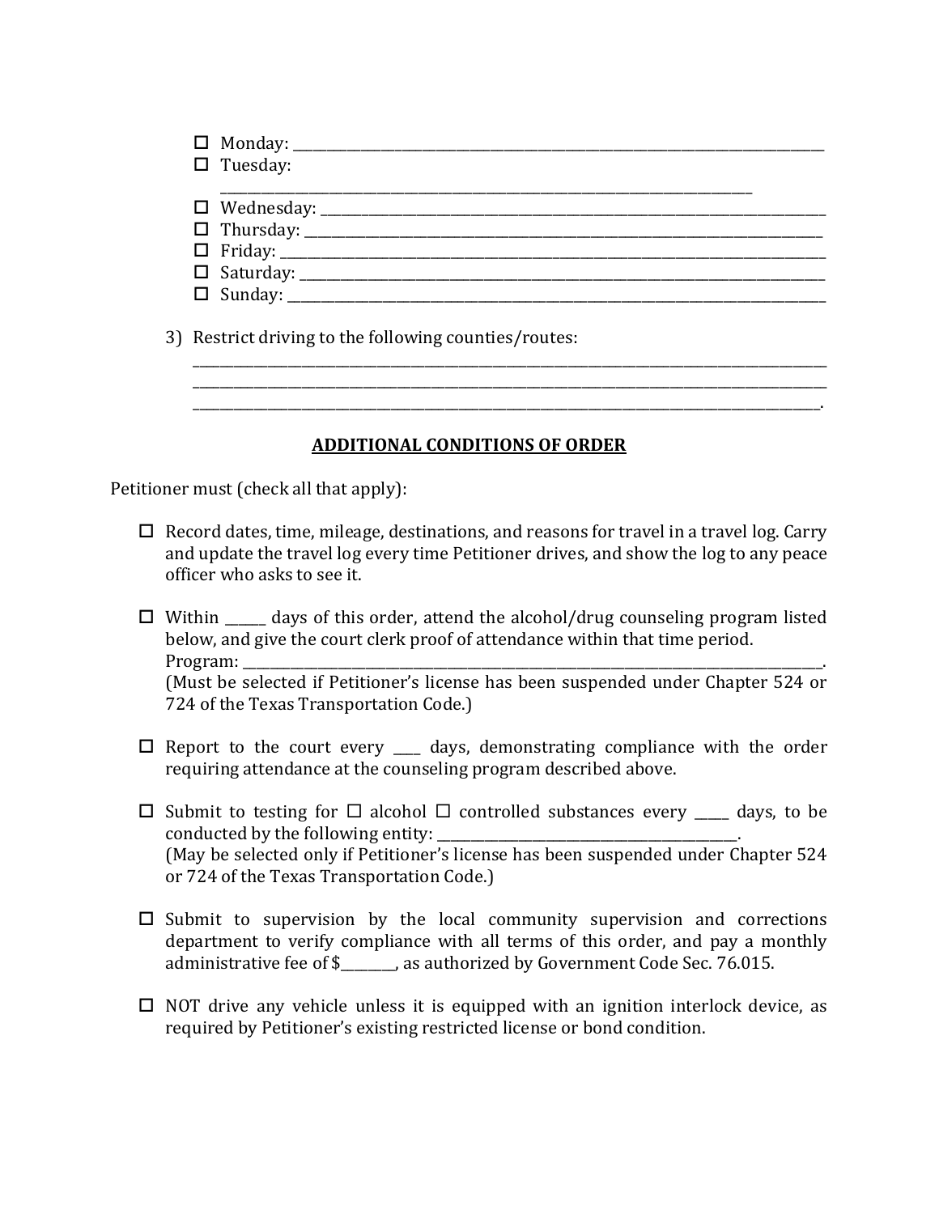- ☐ Monday: ______________________________________________________________________________
- ☐ Tuesday: ______________________________________________________________________________
- ☐ Wednesday: ____________________________________________________________________________
- ☐ Thursday: _____________________________________________________________________________
- ☐ Friday: _______________________________________________________________________________
- ☐ Saturday: _____________________________________________________________________________
- ☐ Sunday: _______________________________________________________________________________

3) Restrict driving to the following counties/routes:
_____________________________________________________________________________________________
_____________________________________________________________________________________________
_____________________________________________________________________________________________.

## ADDITIONAL CONDITIONS OF ORDER

Petitioner must (check all that apply):

- ☐ Record dates, time, mileage, destinations, and reasons for travel in a travel log. Carry and update the travel log every time Petitioner drives, and show the log to any peace officer who asks to see it.

- ☐ Within ______ days of this order, attend the alcohol/drug counseling program listed below, and give the court clerk proof of attendance within that time period.
Program: ____________________________________________________________________________.
(Must be selected if Petitioner's license has been suspended under Chapter 524 or 724 of the Texas Transportation Code.)

- ☐ Report to the court every ____ days, demonstrating compliance with the order requiring attendance at the counseling program described above.

- ☐ Submit to testing for ☐ alcohol ☐ controlled substances every _____ days, to be conducted by the following entity: ___________________________________________.
(May be selected only if Petitioner's license has been suspended under Chapter 524 or 724 of the Texas Transportation Code.)

- ☐ Submit to supervision by the local community supervision and corrections department to verify compliance with all terms of this order, and pay a monthly administrative fee of $________, as authorized by Government Code Sec. 76.015.

- ☐ NOT drive any vehicle unless it is equipped with an ignition interlock device, as required by Petitioner's existing restricted license or bond condition.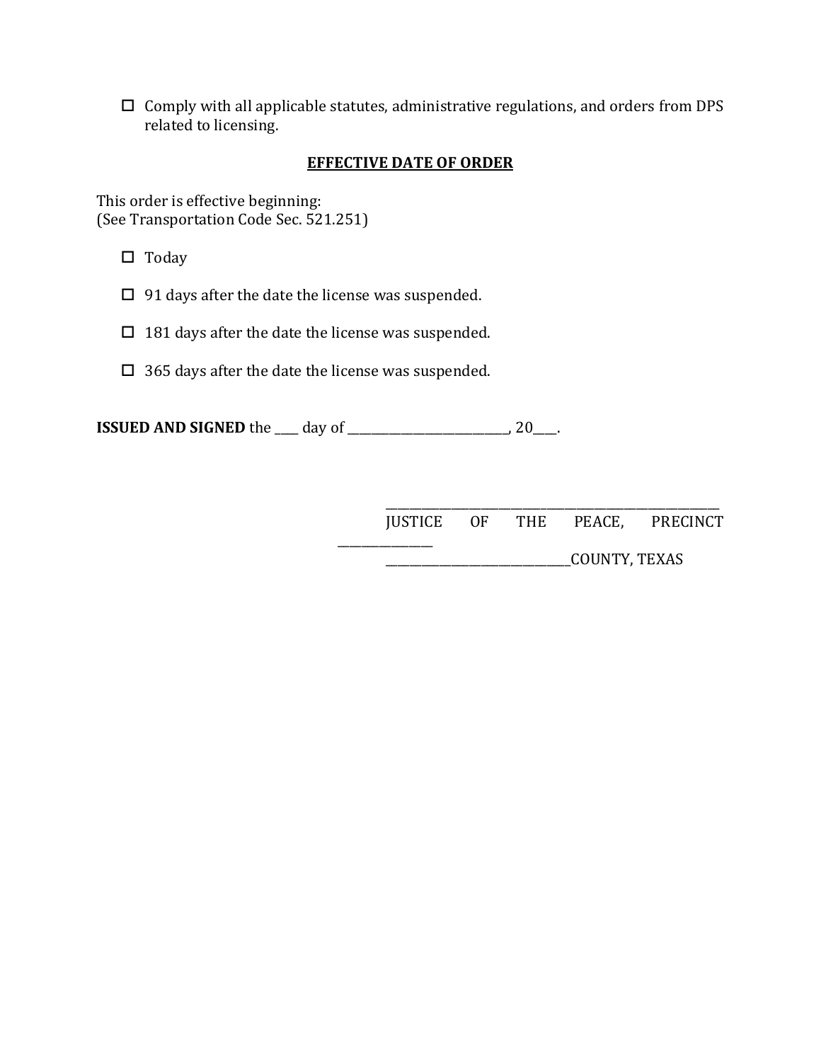- ☐ Comply with all applicable statutes, administrative regulations, and orders from DPS related to licensing.

## EFFECTIVE DATE OF ORDER

This order is effective beginning:
(See Transportation Code Sec. 521.251)

- ☐ Today
- ☐ 91 days after the date the license was suspended.
- ☐ 181 days after the date the license was suspended.
- ☐ 365 days after the date the license was suspended.

**ISSUED AND SIGNED** the ____ day of ______________________, 20____.

_____________________________________________
JUSTICE OF THE PEACE, PRECINCT _____________
__________________________COUNTY, TEXAS